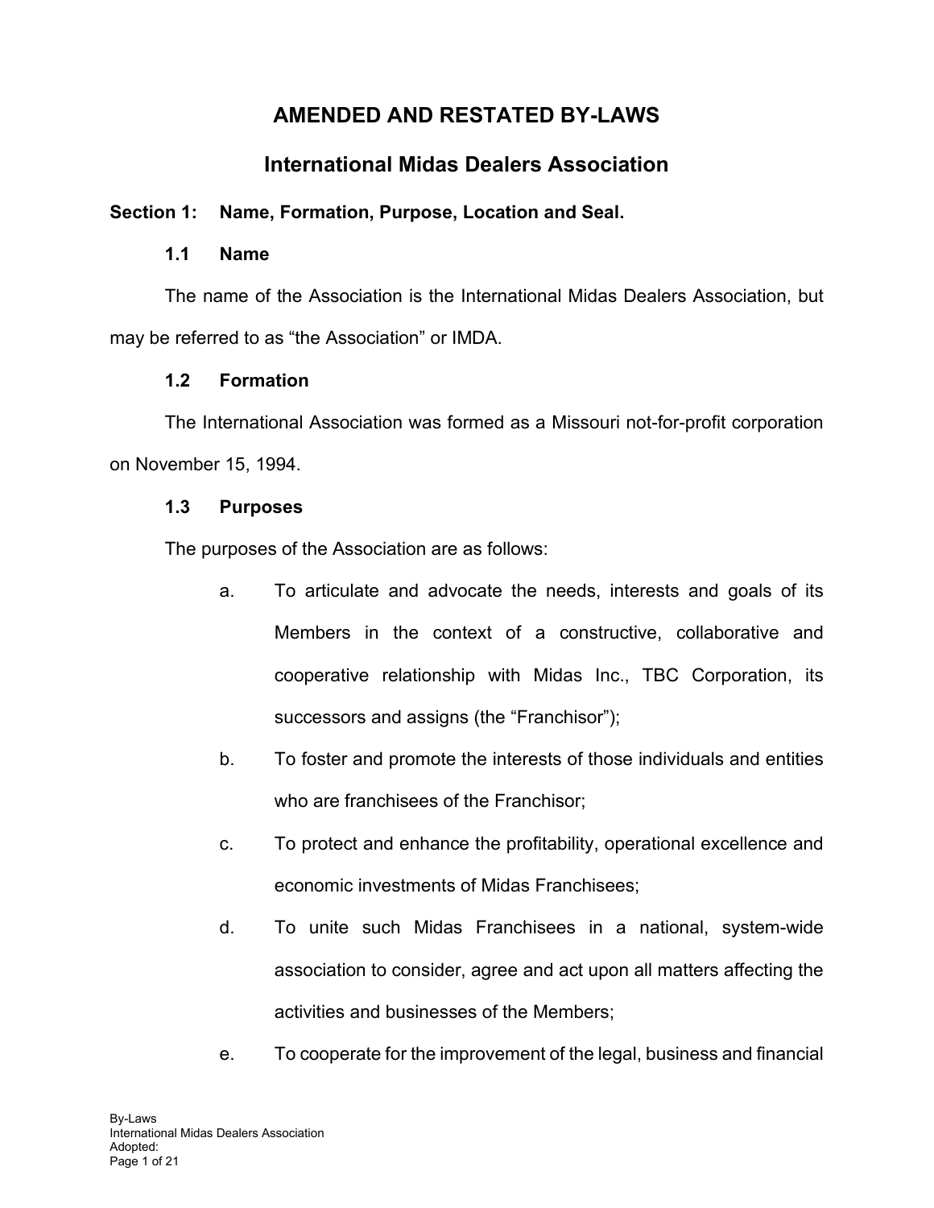# AMENDED AND RESTATED BY-LAWS

# International Midas Dealers Association

## Section 1: Name, Formation, Purpose, Location and Seal.

### 1.1 Name

The name of the Association is the International Midas Dealers Association, but may be referred to as "the Association" or IMDA.

### 1.2 Formation

The International Association was formed as a Missouri not-for-profit corporation on November 15, 1994.

### 1.3 Purposes

The purposes of the Association are as follows:

a. To articulate and advocate the needs, interests and goals of its Members in the context of a constructive, collaborative and cooperative relationship with Midas Inc., TBC Corporation, its successors and assigns (the "Franchisor");

b. To foster and promote the interests of those individuals and entities who are franchisees of the Franchisor;

c. To protect and enhance the profitability, operational excellence and economic investments of Midas Franchisees;

d. To unite such Midas Franchisees in a national, system-wide association to consider, agree and act upon all matters affecting the activities and businesses of the Members;

e. To cooperate for the improvement of the legal, business and financial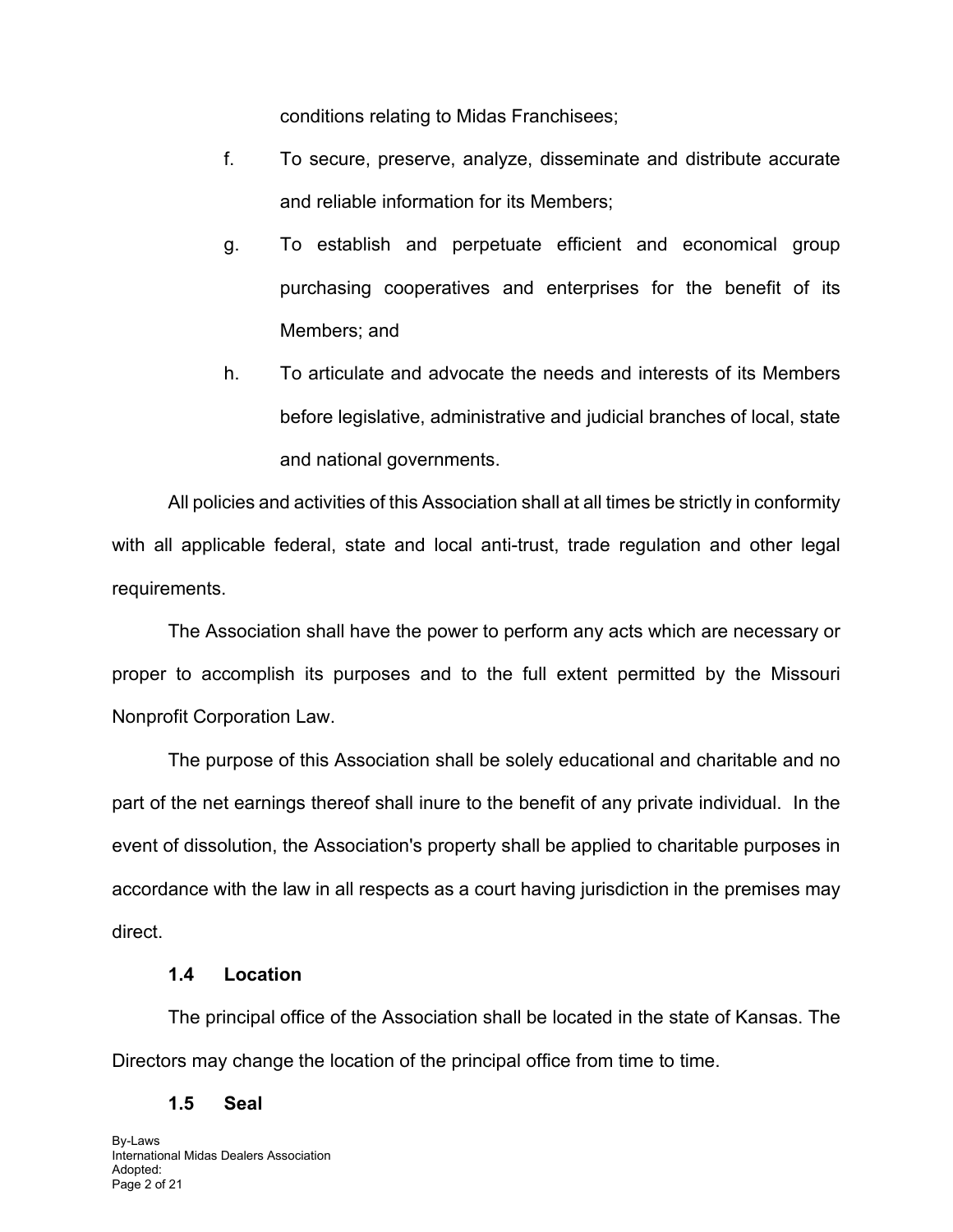conditions relating to Midas Franchisees;

f. To secure, preserve, analyze, disseminate and distribute accurate and reliable information for its Members;

g. To establish and perpetuate efficient and economical group purchasing cooperatives and enterprises for the benefit of its Members; and

h. To articulate and advocate the needs and interests of its Members before legislative, administrative and judicial branches of local, state and national governments.

All policies and activities of this Association shall at all times be strictly in conformity with all applicable federal, state and local anti-trust, trade regulation and other legal requirements.

The Association shall have the power to perform any acts which are necessary or proper to accomplish its purposes and to the full extent permitted by the Missouri Nonprofit Corporation Law.

The purpose of this Association shall be solely educational and charitable and no part of the net earnings thereof shall inure to the benefit of any private individual. In the event of dissolution, the Association's property shall be applied to charitable purposes in accordance with the law in all respects as a court having jurisdiction in the premises may direct.

**1.4 Location**

The principal office of the Association shall be located in the state of Kansas. The Directors may change the location of the principal office from time to time.

**1.5 Seal**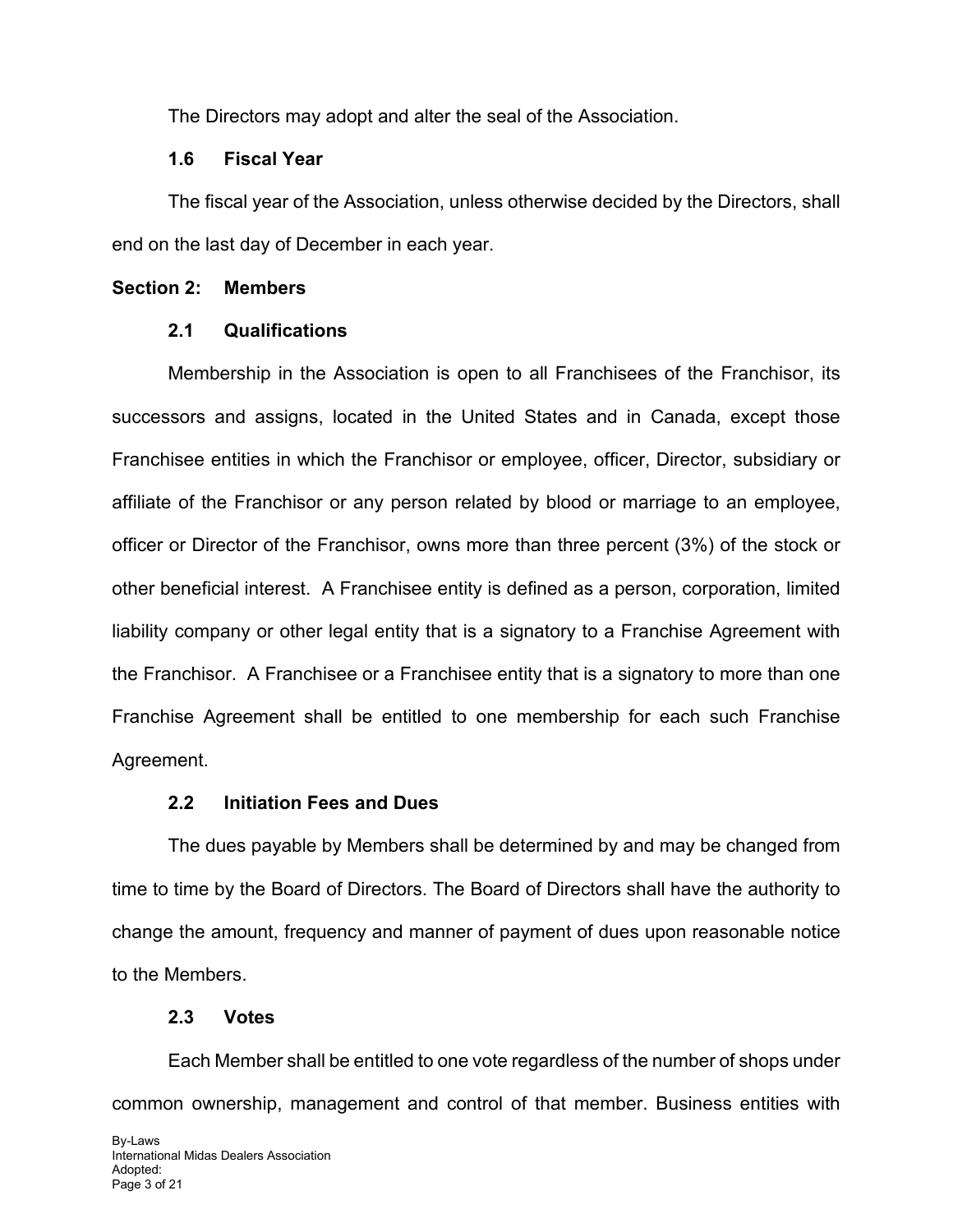The Directors may adopt and alter the seal of the Association.

### 1.6 Fiscal Year

The fiscal year of the Association, unless otherwise decided by the Directors, shall end on the last day of December in each year.

## Section 2: Members

### 2.1 Qualifications

Membership in the Association is open to all Franchisees of the Franchisor, its successors and assigns, located in the United States and in Canada, except those Franchisee entities in which the Franchisor or employee, officer, Director, subsidiary or affiliate of the Franchisor or any person related by blood or marriage to an employee, officer or Director of the Franchisor, owns more than three percent (3%) of the stock or other beneficial interest. A Franchisee entity is defined as a person, corporation, limited liability company or other legal entity that is a signatory to a Franchise Agreement with the Franchisor. A Franchisee or a Franchisee entity that is a signatory to more than one Franchise Agreement shall be entitled to one membership for each such Franchise Agreement.

### 2.2 Initiation Fees and Dues

The dues payable by Members shall be determined by and may be changed from time to time by the Board of Directors. The Board of Directors shall have the authority to change the amount, frequency and manner of payment of dues upon reasonable notice to the Members.

### 2.3 Votes

Each Member shall be entitled to one vote regardless of the number of shops under common ownership, management and control of that member. Business entities with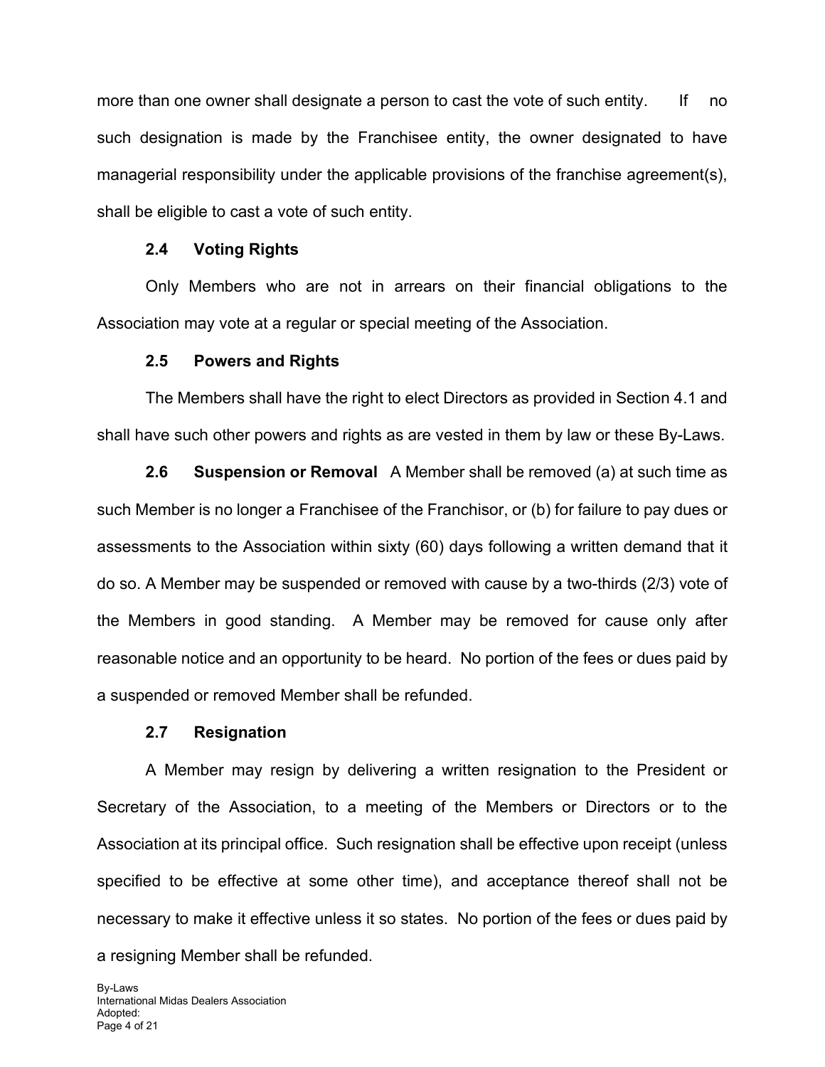more than one owner shall designate a person to cast the vote of such entity. If no such designation is made by the Franchisee entity, the owner designated to have managerial responsibility under the applicable provisions of the franchise agreement(s), shall be eligible to cast a vote of such entity.

### 2.4 Voting Rights

Only Members who are not in arrears on their financial obligations to the Association may vote at a regular or special meeting of the Association.

### 2.5 Powers and Rights

The Members shall have the right to elect Directors as provided in Section 4.1 and shall have such other powers and rights as are vested in them by law or these By-Laws.

**2.6 Suspension or Removal** A Member shall be removed (a) at such time as such Member is no longer a Franchisee of the Franchisor, or (b) for failure to pay dues or assessments to the Association within sixty (60) days following a written demand that it do so. A Member may be suspended or removed with cause by a two-thirds (2/3) vote of the Members in good standing. A Member may be removed for cause only after reasonable notice and an opportunity to be heard. No portion of the fees or dues paid by a suspended or removed Member shall be refunded.

### 2.7 Resignation

A Member may resign by delivering a written resignation to the President or Secretary of the Association, to a meeting of the Members or Directors or to the Association at its principal office. Such resignation shall be effective upon receipt (unless specified to be effective at some other time), and acceptance thereof shall not be necessary to make it effective unless it so states. No portion of the fees or dues paid by a resigning Member shall be refunded.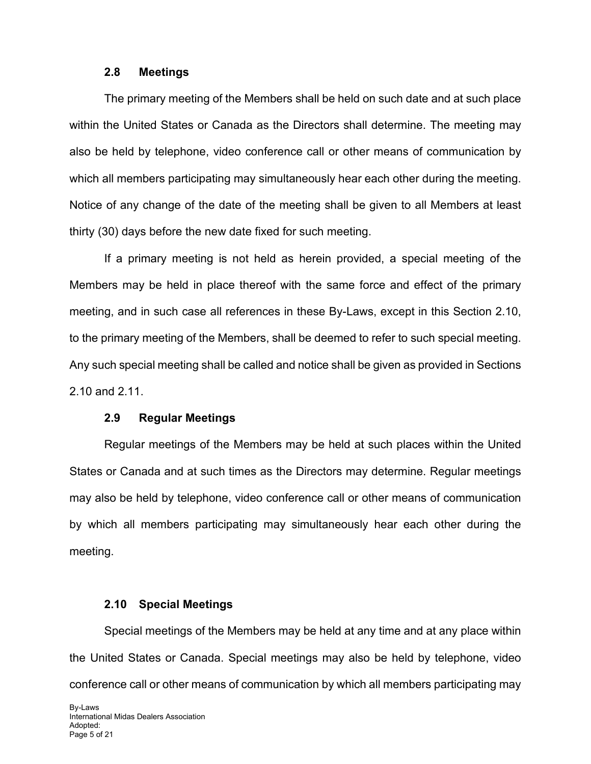### 2.8 Meetings

The primary meeting of the Members shall be held on such date and at such place within the United States or Canada as the Directors shall determine. The meeting may also be held by telephone, video conference call or other means of communication by which all members participating may simultaneously hear each other during the meeting. Notice of any change of the date of the meeting shall be given to all Members at least thirty (30) days before the new date fixed for such meeting.

If a primary meeting is not held as herein provided, a special meeting of the Members may be held in place thereof with the same force and effect of the primary meeting, and in such case all references in these By-Laws, except in this Section 2.10, to the primary meeting of the Members, shall be deemed to refer to such special meeting. Any such special meeting shall be called and notice shall be given as provided in Sections 2.10 and 2.11.

### 2.9 Regular Meetings

Regular meetings of the Members may be held at such places within the United States or Canada and at such times as the Directors may determine. Regular meetings may also be held by telephone, video conference call or other means of communication by which all members participating may simultaneously hear each other during the meeting.

### 2.10 Special Meetings

Special meetings of the Members may be held at any time and at any place within the United States or Canada. Special meetings may also be held by telephone, video conference call or other means of communication by which all members participating may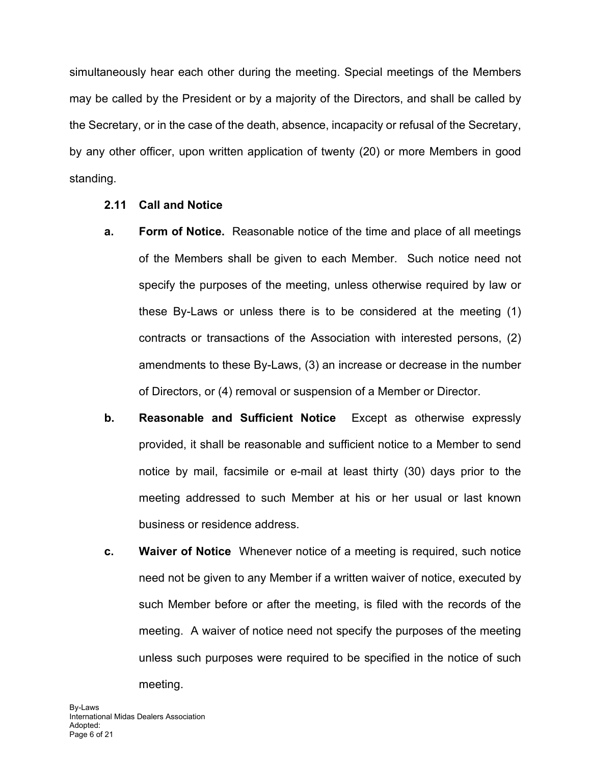simultaneously hear each other during the meeting. Special meetings of the Members may be called by the President or by a majority of the Directors, and shall be called by the Secretary, or in the case of the death, absence, incapacity or refusal of the Secretary, by any other officer, upon written application of twenty (20) or more Members in good standing.

**2.11 Call and Notice**

**a. Form of Notice.** Reasonable notice of the time and place of all meetings of the Members shall be given to each Member. Such notice need not specify the purposes of the meeting, unless otherwise required by law or these By-Laws or unless there is to be considered at the meeting (1) contracts or transactions of the Association with interested persons, (2) amendments to these By-Laws, (3) an increase or decrease in the number of Directors, or (4) removal or suspension of a Member or Director.

**b. Reasonable and Sufficient Notice** Except as otherwise expressly provided, it shall be reasonable and sufficient notice to a Member to send notice by mail, facsimile or e-mail at least thirty (30) days prior to the meeting addressed to such Member at his or her usual or last known business or residence address.

**c. Waiver of Notice** Whenever notice of a meeting is required, such notice need not be given to any Member if a written waiver of notice, executed by such Member before or after the meeting, is filed with the records of the meeting. A waiver of notice need not specify the purposes of the meeting unless such purposes were required to be specified in the notice of such meeting.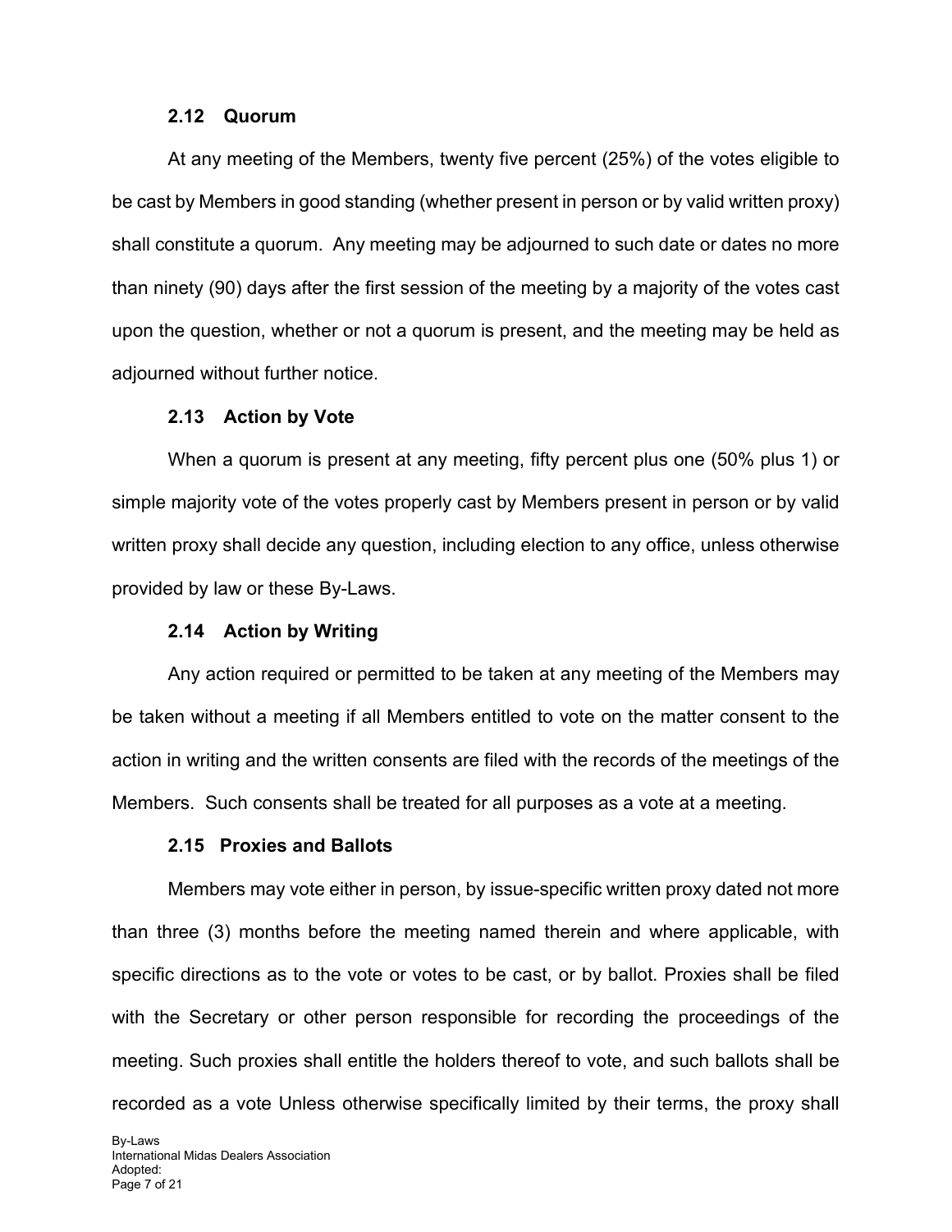### 2.12 Quorum

At any meeting of the Members, twenty five percent (25%) of the votes eligible to be cast by Members in good standing (whether present in person or by valid written proxy) shall constitute a quorum. Any meeting may be adjourned to such date or dates no more than ninety (90) days after the first session of the meeting by a majority of the votes cast upon the question, whether or not a quorum is present, and the meeting may be held as adjourned without further notice.

### 2.13 Action by Vote

When a quorum is present at any meeting, fifty percent plus one (50% plus 1) or simple majority vote of the votes properly cast by Members present in person or by valid written proxy shall decide any question, including election to any office, unless otherwise provided by law or these By-Laws.

### 2.14 Action by Writing

Any action required or permitted to be taken at any meeting of the Members may be taken without a meeting if all Members entitled to vote on the matter consent to the action in writing and the written consents are filed with the records of the meetings of the Members. Such consents shall be treated for all purposes as a vote at a meeting.

### 2.15 Proxies and Ballots

Members may vote either in person, by issue-specific written proxy dated not more than three (3) months before the meeting named therein and where applicable, with specific directions as to the vote or votes to be cast, or by ballot. Proxies shall be filed with the Secretary or other person responsible for recording the proceedings of the meeting. Such proxies shall entitle the holders thereof to vote, and such ballots shall be recorded as a vote Unless otherwise specifically limited by their terms, the proxy shall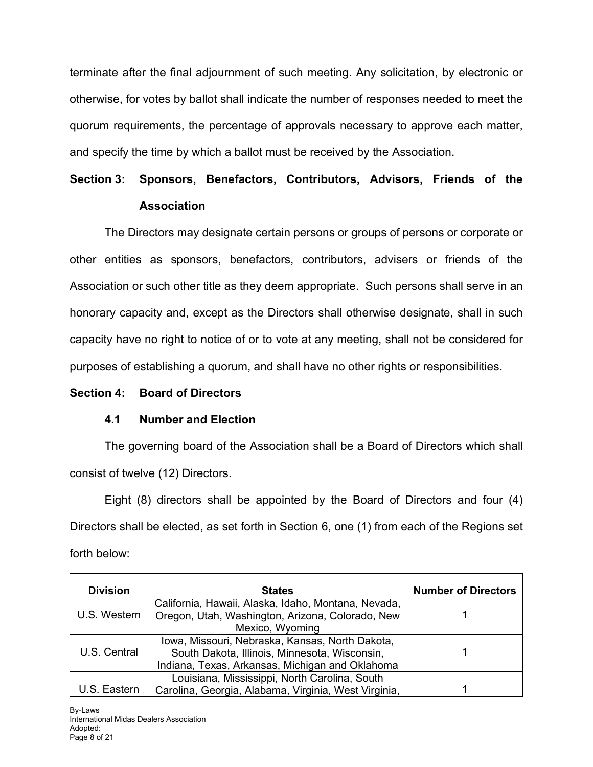terminate after the final adjournment of such meeting. Any solicitation, by electronic or otherwise, for votes by ballot shall indicate the number of responses needed to meet the quorum requirements, the percentage of approvals necessary to approve each matter, and specify the time by which a ballot must be received by the Association.

**Section 3: Sponsors, Benefactors, Contributors, Advisors, Friends of the Association**

The Directors may designate certain persons or groups of persons or corporate or other entities as sponsors, benefactors, contributors, advisers or friends of the Association or such other title as they deem appropriate. Such persons shall serve in an honorary capacity and, except as the Directors shall otherwise designate, shall in such capacity have no right to notice of or to vote at any meeting, shall not be considered for purposes of establishing a quorum, and shall have no other rights or responsibilities.

**Section 4: Board of Directors**

**4.1 Number and Election**

The governing board of the Association shall be a Board of Directors which shall consist of twelve (12) Directors.

Eight (8) directors shall be appointed by the Board of Directors and four (4) Directors shall be elected, as set forth in Section 6, one (1) from each of the Regions set forth below:

| Division | States | Number of Directors |
|---|---|---|
| U.S. Western | California, Hawaii, Alaska, Idaho, Montana, Nevada, Oregon, Utah, Washington, Arizona, Colorado, New Mexico, Wyoming | 1 |
| U.S. Central | Iowa, Missouri, Nebraska, Kansas, North Dakota, South Dakota, Illinois, Minnesota, Wisconsin, Indiana, Texas, Arkansas, Michigan and Oklahoma | 1 |
| U.S. Eastern | Louisiana, Mississippi, North Carolina, South Carolina, Georgia, Alabama, Virginia, West Virginia, | 1 |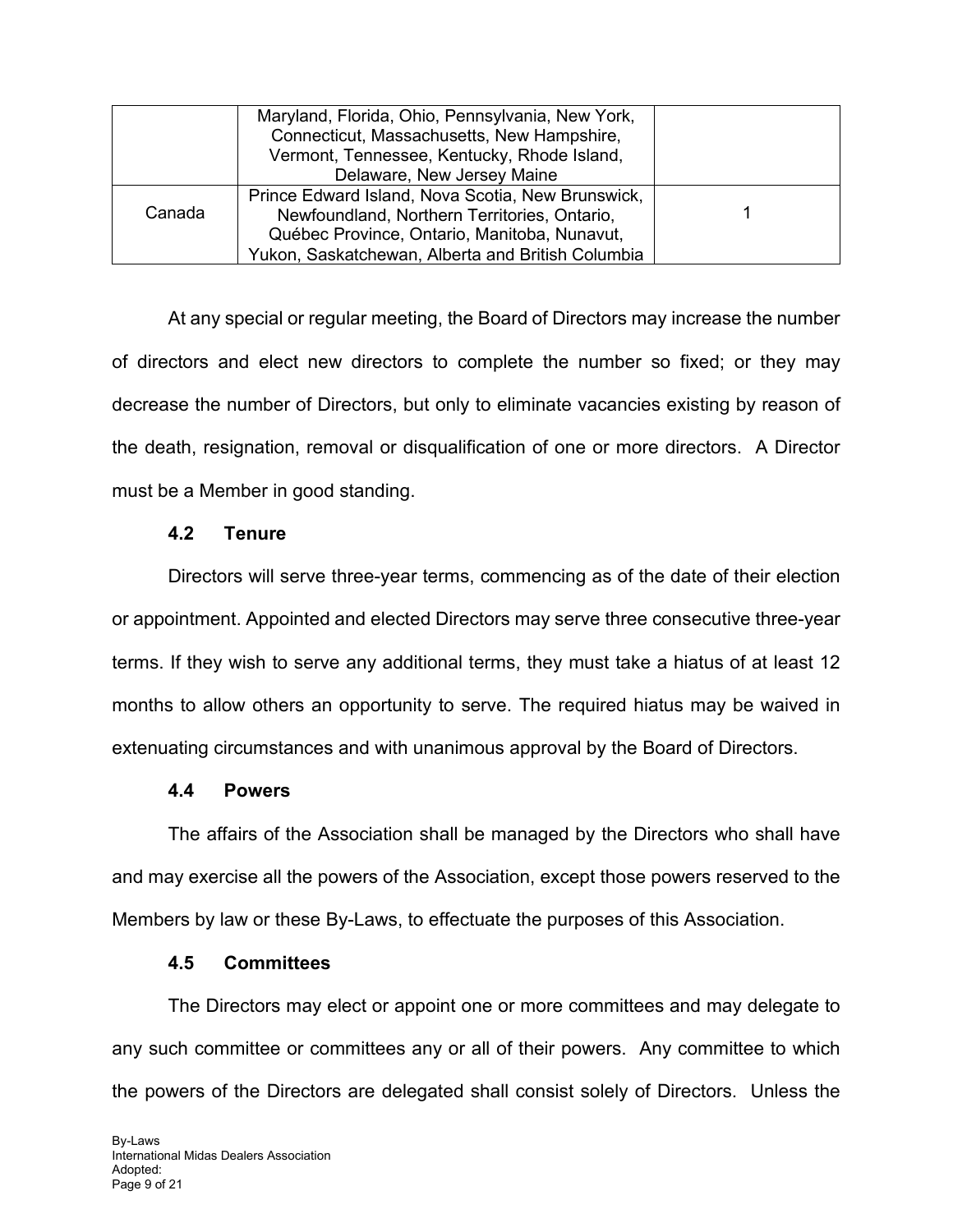| | | |
|---|---|---|
| | Maryland, Florida, Ohio, Pennsylvania, New York, Connecticut, Massachusetts, New Hampshire, Vermont, Tennessee, Kentucky, Rhode Island, Delaware, New Jersey Maine | |
| Canada | Prince Edward Island, Nova Scotia, New Brunswick, Newfoundland, Northern Territories, Ontario, Québec Province, Ontario, Manitoba, Nunavut, Yukon, Saskatchewan, Alberta and British Columbia | 1 |

At any special or regular meeting, the Board of Directors may increase the number of directors and elect new directors to complete the number so fixed; or they may decrease the number of Directors, but only to eliminate vacancies existing by reason of the death, resignation, removal or disqualification of one or more directors. A Director must be a Member in good standing.

### 4.2 Tenure

Directors will serve three-year terms, commencing as of the date of their election or appointment. Appointed and elected Directors may serve three consecutive three-year terms. If they wish to serve any additional terms, they must take a hiatus of at least 12 months to allow others an opportunity to serve. The required hiatus may be waived in extenuating circumstances and with unanimous approval by the Board of Directors.

### 4.4 Powers

The affairs of the Association shall be managed by the Directors who shall have and may exercise all the powers of the Association, except those powers reserved to the Members by law or these By-Laws, to effectuate the purposes of this Association.

### 4.5 Committees

The Directors may elect or appoint one or more committees and may delegate to any such committee or committees any or all of their powers. Any committee to which the powers of the Directors are delegated shall consist solely of Directors. Unless the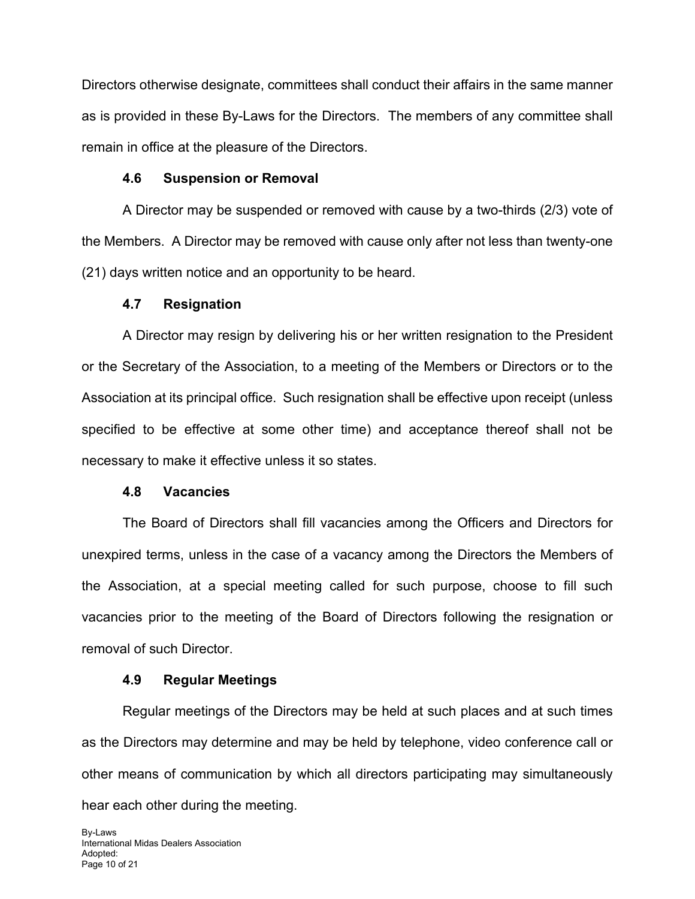Directors otherwise designate, committees shall conduct their affairs in the same manner as is provided in these By-Laws for the Directors. The members of any committee shall remain in office at the pleasure of the Directors.

### 4.6 Suspension or Removal

A Director may be suspended or removed with cause by a two-thirds (2/3) vote of the Members. A Director may be removed with cause only after not less than twenty-one (21) days written notice and an opportunity to be heard.

### 4.7 Resignation

A Director may resign by delivering his or her written resignation to the President or the Secretary of the Association, to a meeting of the Members or Directors or to the Association at its principal office. Such resignation shall be effective upon receipt (unless specified to be effective at some other time) and acceptance thereof shall not be necessary to make it effective unless it so states.

### 4.8 Vacancies

The Board of Directors shall fill vacancies among the Officers and Directors for unexpired terms, unless in the case of a vacancy among the Directors the Members of the Association, at a special meeting called for such purpose, choose to fill such vacancies prior to the meeting of the Board of Directors following the resignation or removal of such Director.

### 4.9 Regular Meetings

Regular meetings of the Directors may be held at such places and at such times as the Directors may determine and may be held by telephone, video conference call or other means of communication by which all directors participating may simultaneously hear each other during the meeting.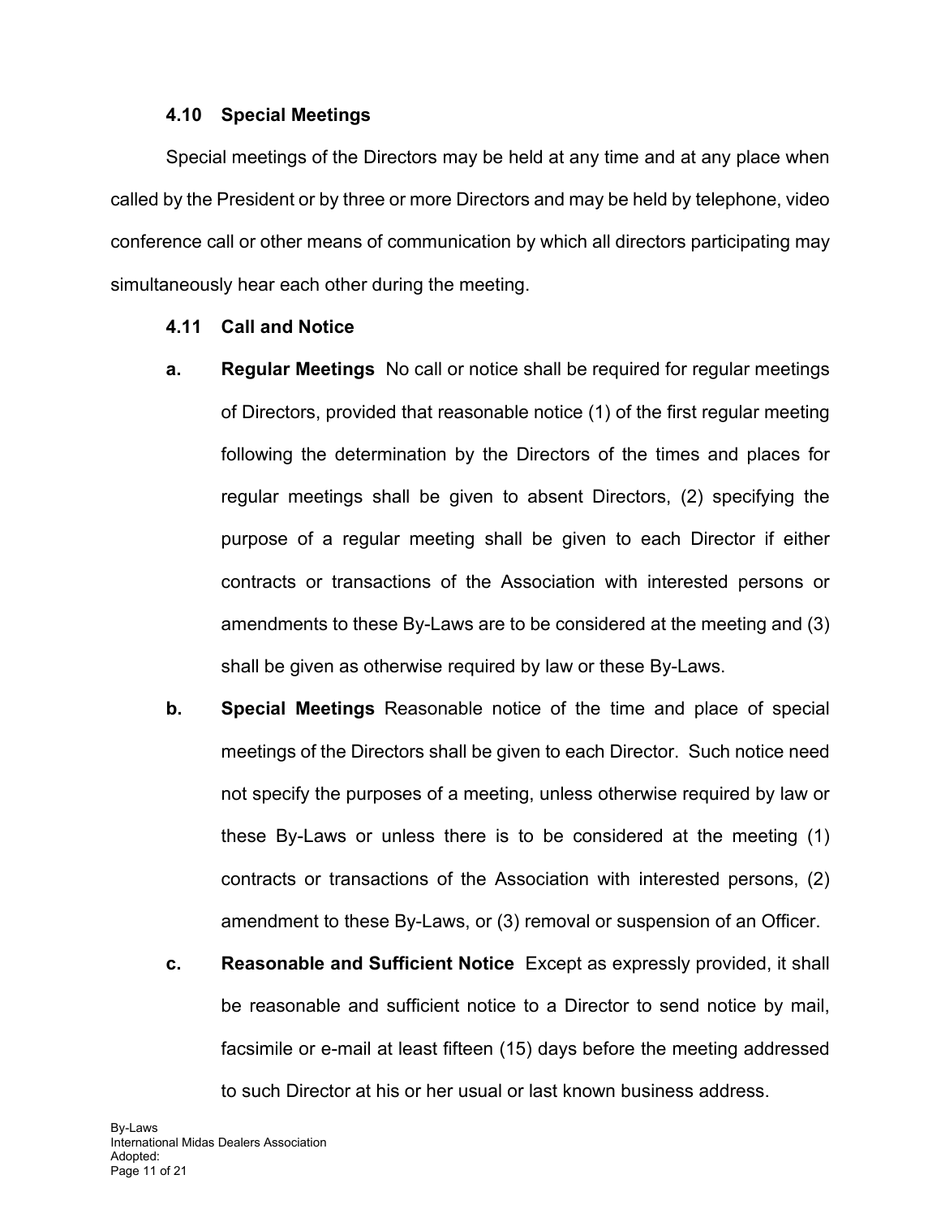### 4.10 Special Meetings

Special meetings of the Directors may be held at any time and at any place when called by the President or by three or more Directors and may be held by telephone, video conference call or other means of communication by which all directors participating may simultaneously hear each other during the meeting.

### 4.11 Call and Notice

**a. Regular Meetings** No call or notice shall be required for regular meetings of Directors, provided that reasonable notice (1) of the first regular meeting following the determination by the Directors of the times and places for regular meetings shall be given to absent Directors, (2) specifying the purpose of a regular meeting shall be given to each Director if either contracts or transactions of the Association with interested persons or amendments to these By-Laws are to be considered at the meeting and (3) shall be given as otherwise required by law or these By-Laws.

**b. Special Meetings** Reasonable notice of the time and place of special meetings of the Directors shall be given to each Director. Such notice need not specify the purposes of a meeting, unless otherwise required by law or these By-Laws or unless there is to be considered at the meeting (1) contracts or transactions of the Association with interested persons, (2) amendment to these By-Laws, or (3) removal or suspension of an Officer.

**c. Reasonable and Sufficient Notice** Except as expressly provided, it shall be reasonable and sufficient notice to a Director to send notice by mail, facsimile or e-mail at least fifteen (15) days before the meeting addressed to such Director at his or her usual or last known business address.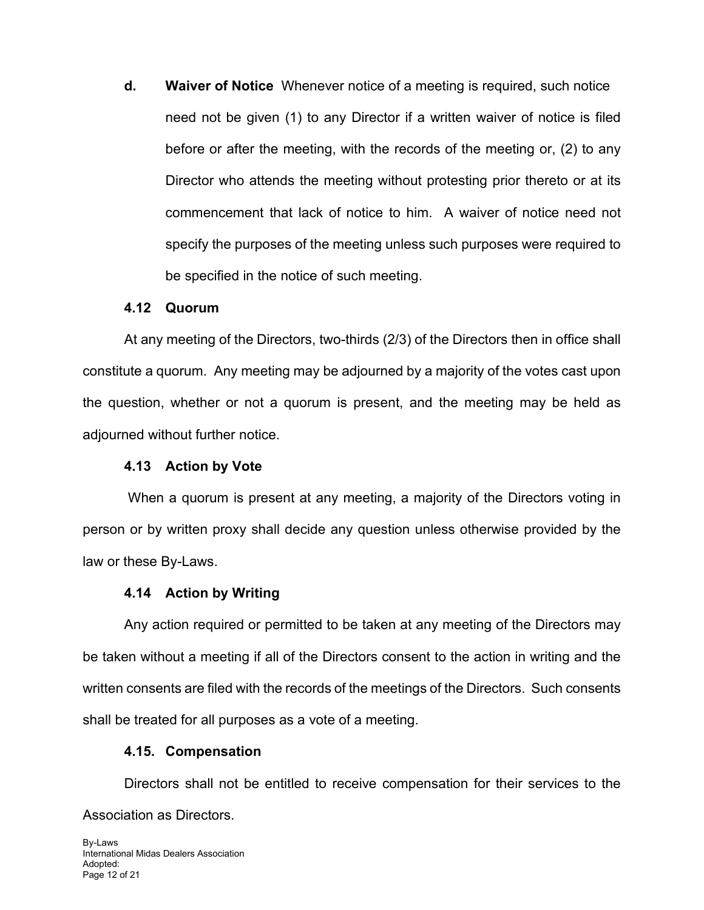**d. Waiver of Notice** Whenever notice of a meeting is required, such notice need not be given (1) to any Director if a written waiver of notice is filed before or after the meeting, with the records of the meeting or, (2) to any Director who attends the meeting without protesting prior thereto or at its commencement that lack of notice to him. A waiver of notice need not specify the purposes of the meeting unless such purposes were required to be specified in the notice of such meeting.

### 4.12 Quorum

At any meeting of the Directors, two-thirds (2/3) of the Directors then in office shall constitute a quorum. Any meeting may be adjourned by a majority of the votes cast upon the question, whether or not a quorum is present, and the meeting may be held as adjourned without further notice.

### 4.13 Action by Vote

When a quorum is present at any meeting, a majority of the Directors voting in person or by written proxy shall decide any question unless otherwise provided by the law or these By-Laws.

### 4.14 Action by Writing

Any action required or permitted to be taken at any meeting of the Directors may be taken without a meeting if all of the Directors consent to the action in writing and the written consents are filed with the records of the meetings of the Directors. Such consents shall be treated for all purposes as a vote of a meeting.

### 4.15. Compensation

Directors shall not be entitled to receive compensation for their services to the Association as Directors.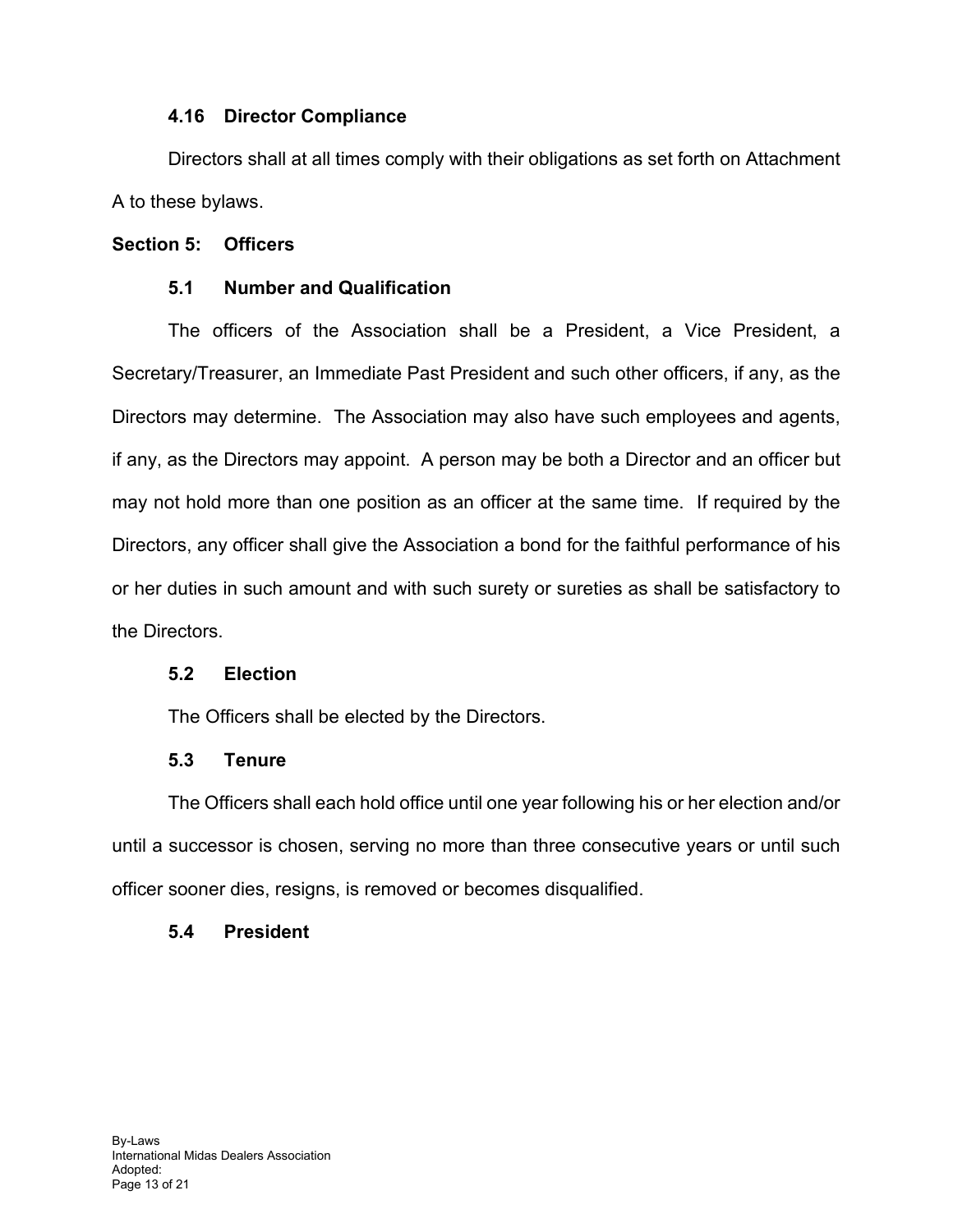### 4.16 Director Compliance

Directors shall at all times comply with their obligations as set forth on Attachment A to these bylaws.

## Section 5: Officers

### 5.1 Number and Qualification

The officers of the Association shall be a President, a Vice President, a Secretary/Treasurer, an Immediate Past President and such other officers, if any, as the Directors may determine. The Association may also have such employees and agents, if any, as the Directors may appoint. A person may be both a Director and an officer but may not hold more than one position as an officer at the same time. If required by the Directors, any officer shall give the Association a bond for the faithful performance of his or her duties in such amount and with such surety or sureties as shall be satisfactory to the Directors.

### 5.2 Election

The Officers shall be elected by the Directors.

### 5.3 Tenure

The Officers shall each hold office until one year following his or her election and/or until a successor is chosen, serving no more than three consecutive years or until such officer sooner dies, resigns, is removed or becomes disqualified.

### 5.4 President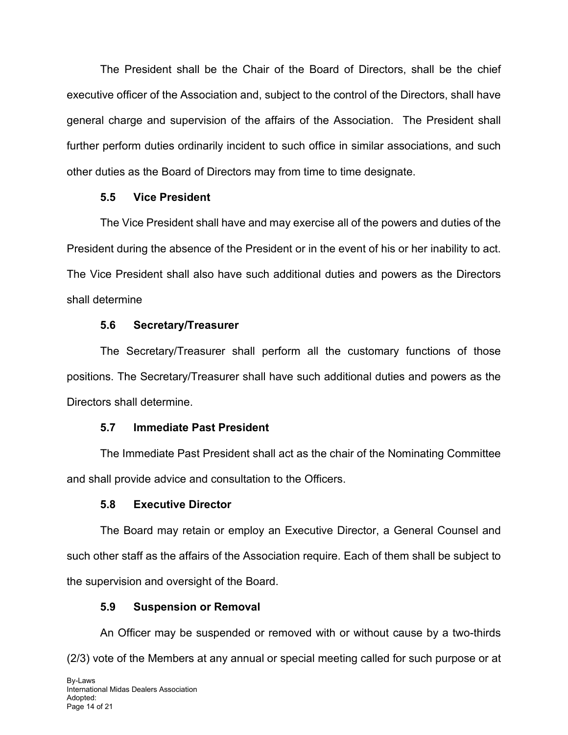The President shall be the Chair of the Board of Directors, shall be the chief executive officer of the Association and, subject to the control of the Directors, shall have general charge and supervision of the affairs of the Association. The President shall further perform duties ordinarily incident to such office in similar associations, and such other duties as the Board of Directors may from time to time designate.

### 5.5 Vice President

The Vice President shall have and may exercise all of the powers and duties of the President during the absence of the President or in the event of his or her inability to act. The Vice President shall also have such additional duties and powers as the Directors shall determine

### 5.6 Secretary/Treasurer

The Secretary/Treasurer shall perform all the customary functions of those positions. The Secretary/Treasurer shall have such additional duties and powers as the Directors shall determine.

### 5.7 Immediate Past President

The Immediate Past President shall act as the chair of the Nominating Committee and shall provide advice and consultation to the Officers.

### 5.8 Executive Director

The Board may retain or employ an Executive Director, a General Counsel and such other staff as the affairs of the Association require. Each of them shall be subject to the supervision and oversight of the Board.

### 5.9 Suspension or Removal

An Officer may be suspended or removed with or without cause by a two-thirds (2/3) vote of the Members at any annual or special meeting called for such purpose or at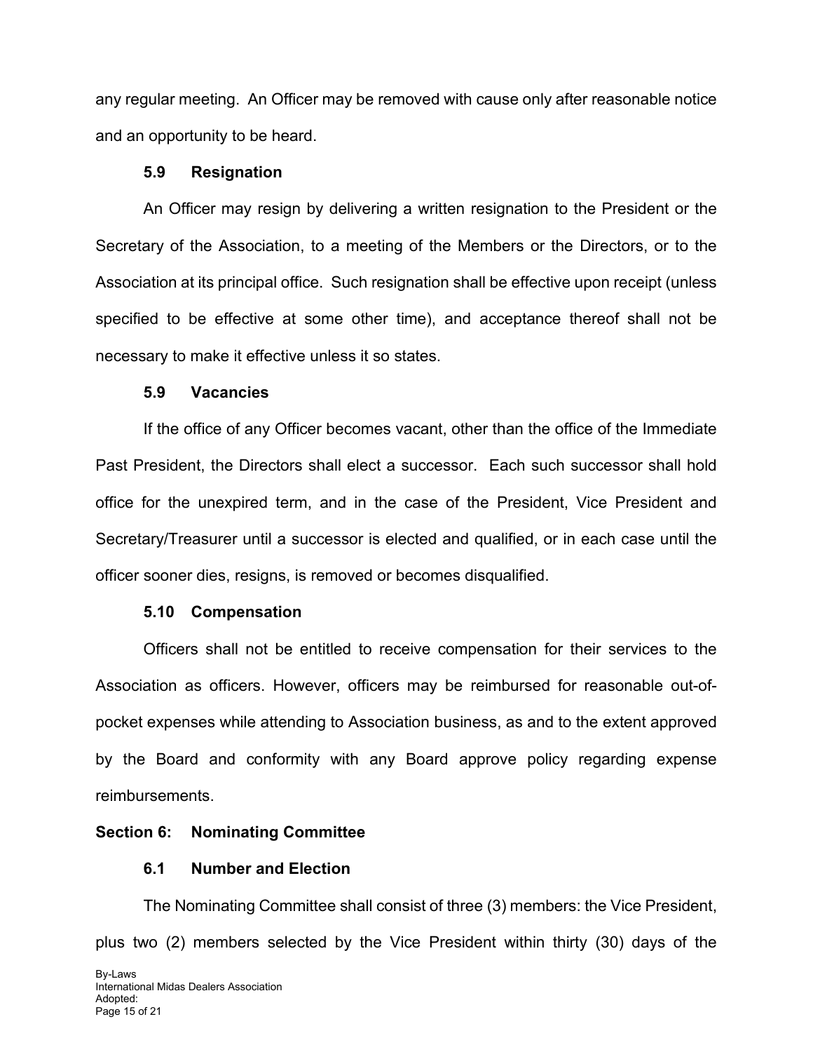any regular meeting. An Officer may be removed with cause only after reasonable notice and an opportunity to be heard.

### 5.9 Resignation

An Officer may resign by delivering a written resignation to the President or the Secretary of the Association, to a meeting of the Members or the Directors, or to the Association at its principal office. Such resignation shall be effective upon receipt (unless specified to be effective at some other time), and acceptance thereof shall not be necessary to make it effective unless it so states.

### 5.9 Vacancies

If the office of any Officer becomes vacant, other than the office of the Immediate Past President, the Directors shall elect a successor. Each such successor shall hold office for the unexpired term, and in the case of the President, Vice President and Secretary/Treasurer until a successor is elected and qualified, or in each case until the officer sooner dies, resigns, is removed or becomes disqualified.

### 5.10 Compensation

Officers shall not be entitled to receive compensation for their services to the Association as officers. However, officers may be reimbursed for reasonable out-of-pocket expenses while attending to Association business, as and to the extent approved by the Board and conformity with any Board approve policy regarding expense reimbursements.

## Section 6: Nominating Committee

### 6.1 Number and Election

The Nominating Committee shall consist of three (3) members: the Vice President, plus two (2) members selected by the Vice President within thirty (30) days of the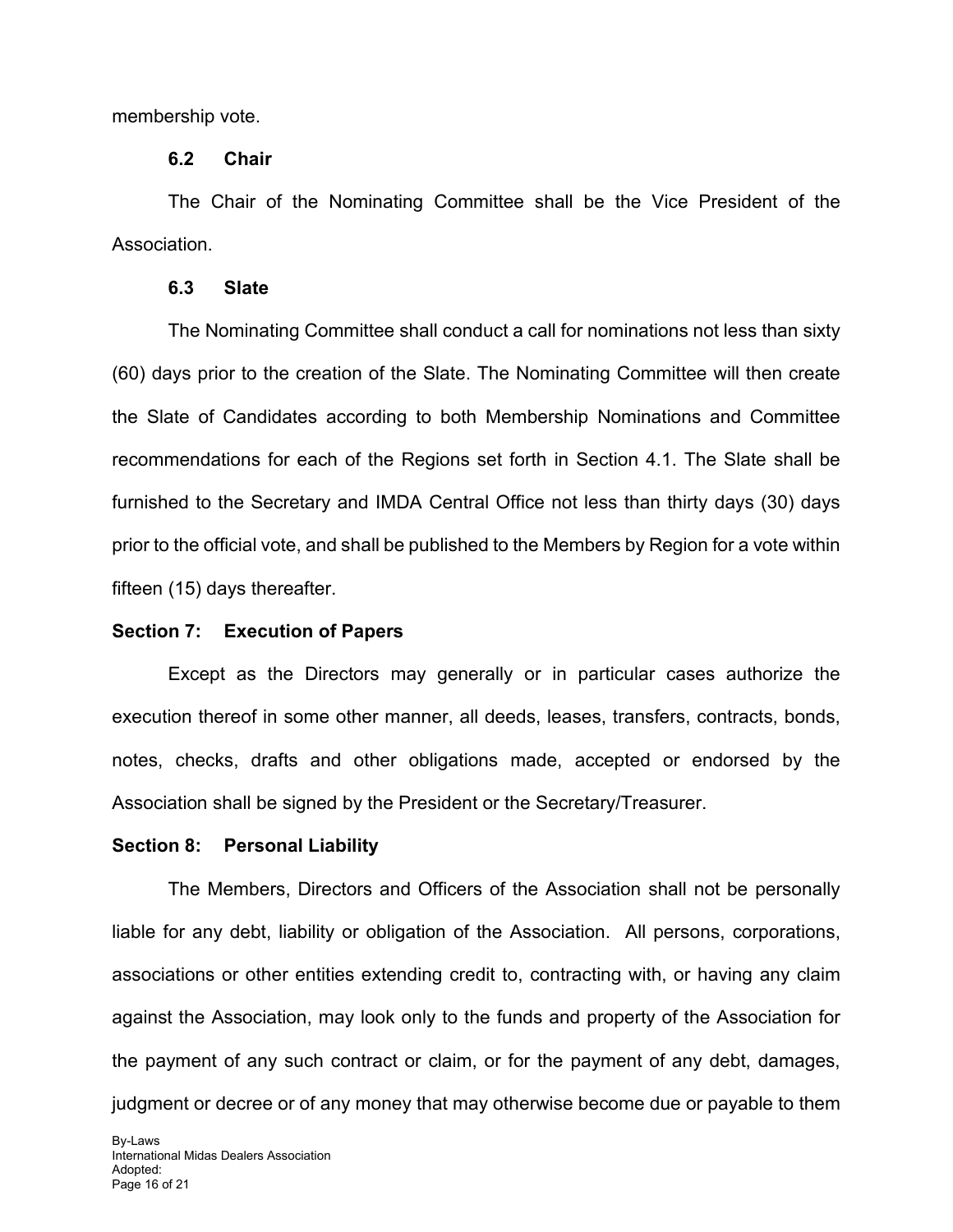membership vote.

### 6.2 Chair

The Chair of the Nominating Committee shall be the Vice President of the Association.

### 6.3 Slate

The Nominating Committee shall conduct a call for nominations not less than sixty (60) days prior to the creation of the Slate. The Nominating Committee will then create the Slate of Candidates according to both Membership Nominations and Committee recommendations for each of the Regions set forth in Section 4.1. The Slate shall be furnished to the Secretary and IMDA Central Office not less than thirty days (30) days prior to the official vote, and shall be published to the Members by Region for a vote within fifteen (15) days thereafter.

## Section 7: Execution of Papers

Except as the Directors may generally or in particular cases authorize the execution thereof in some other manner, all deeds, leases, transfers, contracts, bonds, notes, checks, drafts and other obligations made, accepted or endorsed by the Association shall be signed by the President or the Secretary/Treasurer.

## Section 8: Personal Liability

The Members, Directors and Officers of the Association shall not be personally liable for any debt, liability or obligation of the Association. All persons, corporations, associations or other entities extending credit to, contracting with, or having any claim against the Association, may look only to the funds and property of the Association for the payment of any such contract or claim, or for the payment of any debt, damages, judgment or decree or of any money that may otherwise become due or payable to them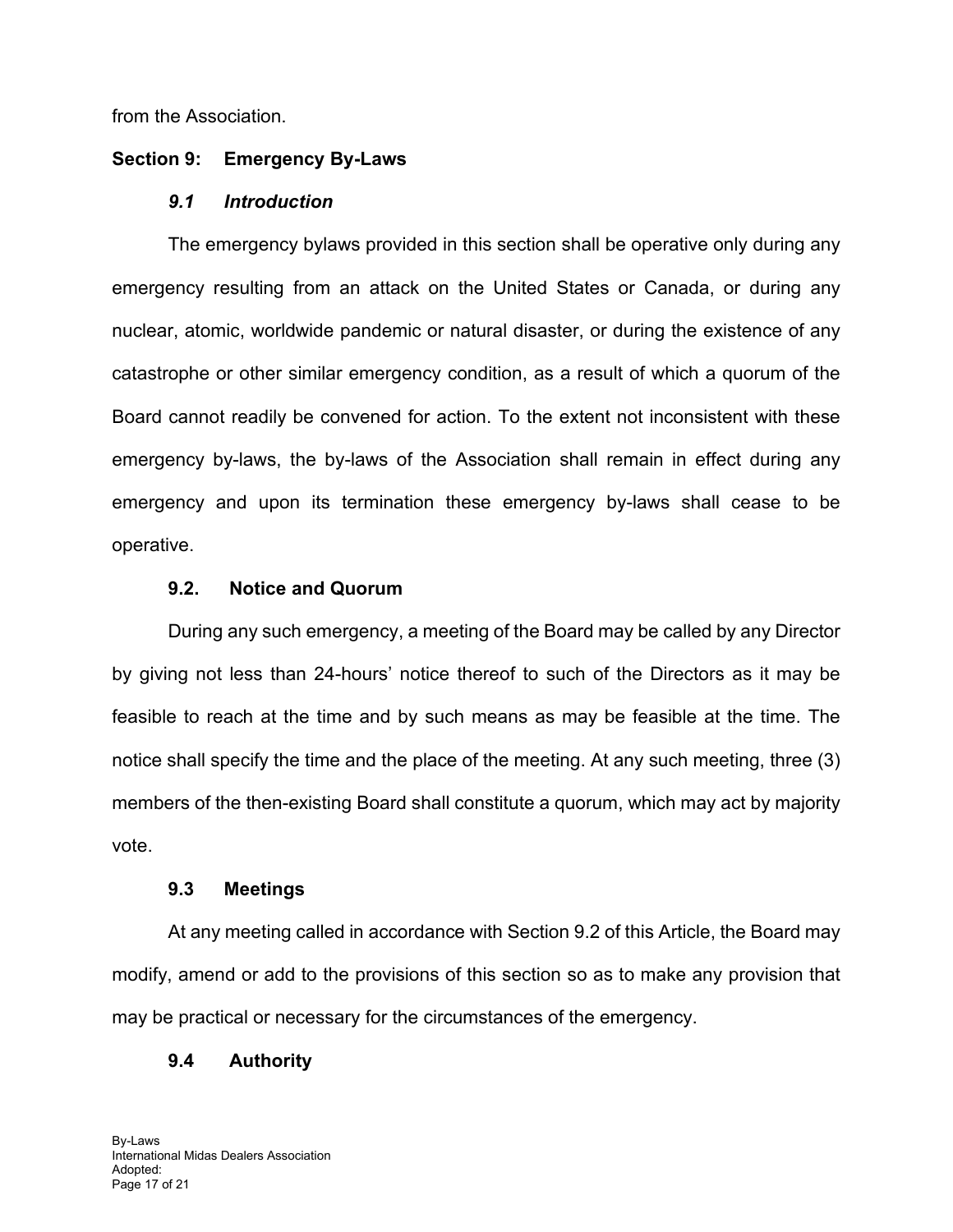from the Association.

## Section 9: Emergency By-Laws

### *9.1 Introduction*

The emergency bylaws provided in this section shall be operative only during any emergency resulting from an attack on the United States or Canada, or during any nuclear, atomic, worldwide pandemic or natural disaster, or during the existence of any catastrophe or other similar emergency condition, as a result of which a quorum of the Board cannot readily be convened for action. To the extent not inconsistent with these emergency by-laws, the by-laws of the Association shall remain in effect during any emergency and upon its termination these emergency by-laws shall cease to be operative.

### 9.2. Notice and Quorum

During any such emergency, a meeting of the Board may be called by any Director by giving not less than 24-hours' notice thereof to such of the Directors as it may be feasible to reach at the time and by such means as may be feasible at the time. The notice shall specify the time and the place of the meeting. At any such meeting, three (3) members of the then-existing Board shall constitute a quorum, which may act by majority vote.

### 9.3 Meetings

At any meeting called in accordance with Section 9.2 of this Article, the Board may modify, amend or add to the provisions of this section so as to make any provision that may be practical or necessary for the circumstances of the emergency.

### 9.4 Authority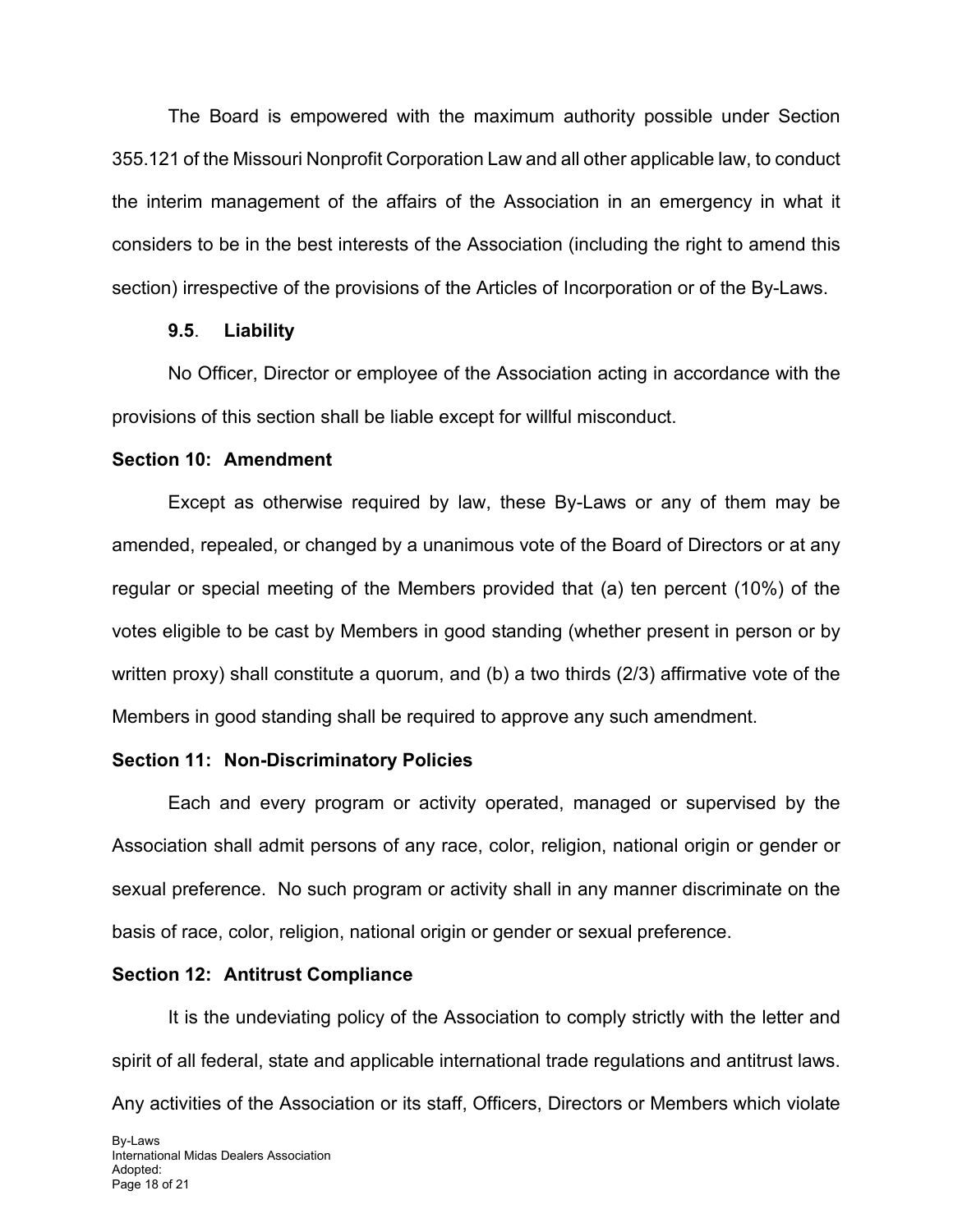The Board is empowered with the maximum authority possible under Section 355.121 of the Missouri Nonprofit Corporation Law and all other applicable law, to conduct the interim management of the affairs of the Association in an emergency in what it considers to be in the best interests of the Association (including the right to amend this section) irrespective of the provisions of the Articles of Incorporation or of the By-Laws.

**9.5**. **Liability**

No Officer, Director or employee of the Association acting in accordance with the provisions of this section shall be liable except for willful misconduct.

## Section 10: Amendment

Except as otherwise required by law, these By-Laws or any of them may be amended, repealed, or changed by a unanimous vote of the Board of Directors or at any regular or special meeting of the Members provided that (a) ten percent (10%) of the votes eligible to be cast by Members in good standing (whether present in person or by written proxy) shall constitute a quorum, and (b) a two thirds (2/3) affirmative vote of the Members in good standing shall be required to approve any such amendment.

## Section 11: Non-Discriminatory Policies

Each and every program or activity operated, managed or supervised by the Association shall admit persons of any race, color, religion, national origin or gender or sexual preference. No such program or activity shall in any manner discriminate on the basis of race, color, religion, national origin or gender or sexual preference.

## Section 12: Antitrust Compliance

It is the undeviating policy of the Association to comply strictly with the letter and spirit of all federal, state and applicable international trade regulations and antitrust laws. Any activities of the Association or its staff, Officers, Directors or Members which violate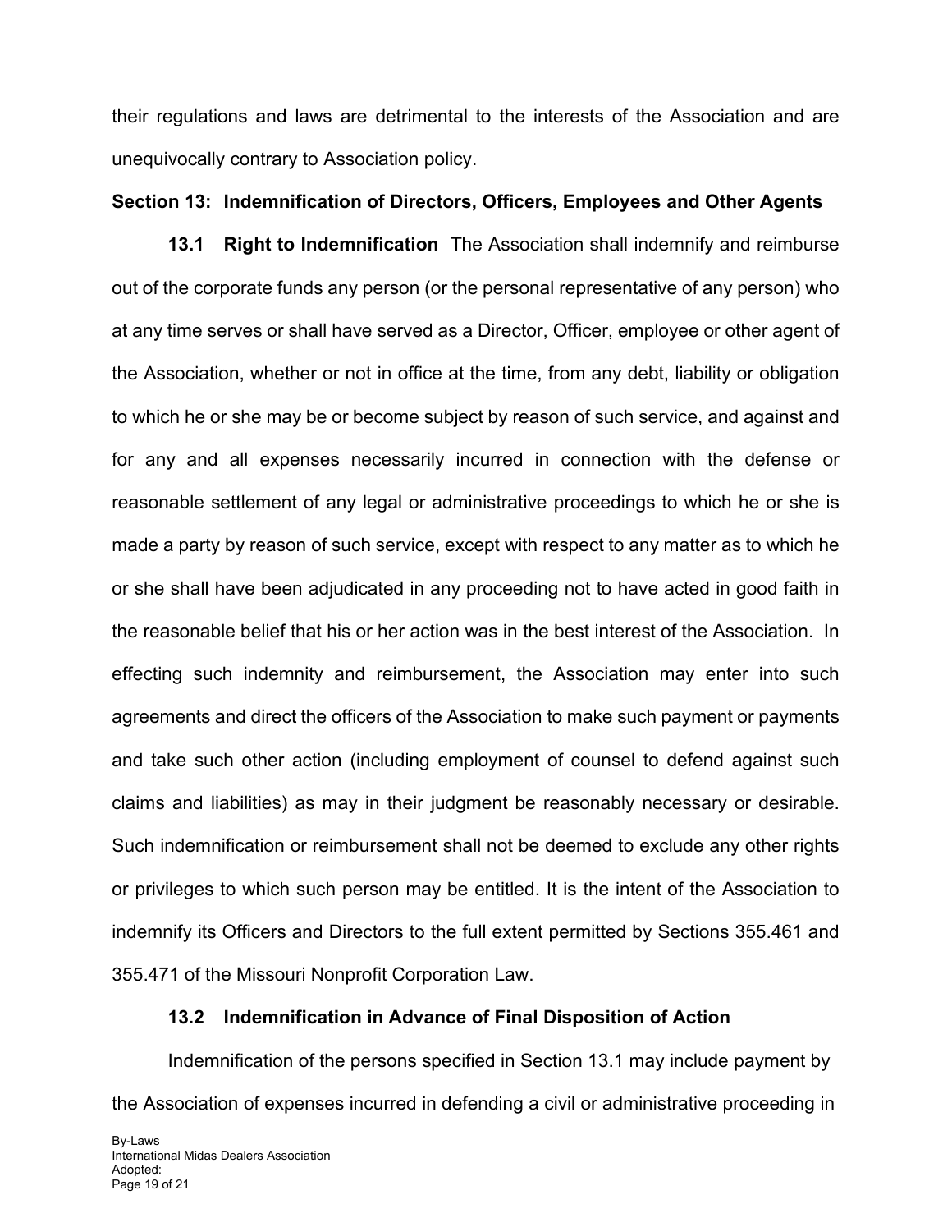their regulations and laws are detrimental to the interests of the Association and are unequivocally contrary to Association policy.

**Section 13: Indemnification of Directors, Officers, Employees and Other Agents**

**13.1 Right to Indemnification** The Association shall indemnify and reimburse out of the corporate funds any person (or the personal representative of any person) who at any time serves or shall have served as a Director, Officer, employee or other agent of the Association, whether or not in office at the time, from any debt, liability or obligation to which he or she may be or become subject by reason of such service, and against and for any and all expenses necessarily incurred in connection with the defense or reasonable settlement of any legal or administrative proceedings to which he or she is made a party by reason of such service, except with respect to any matter as to which he or she shall have been adjudicated in any proceeding not to have acted in good faith in the reasonable belief that his or her action was in the best interest of the Association. In effecting such indemnity and reimbursement, the Association may enter into such agreements and direct the officers of the Association to make such payment or payments and take such other action (including employment of counsel to defend against such claims and liabilities) as may in their judgment be reasonably necessary or desirable. Such indemnification or reimbursement shall not be deemed to exclude any other rights or privileges to which such person may be entitled. It is the intent of the Association to indemnify its Officers and Directors to the full extent permitted by Sections 355.461 and 355.471 of the Missouri Nonprofit Corporation Law.

**13.2 Indemnification in Advance of Final Disposition of Action**

Indemnification of the persons specified in Section 13.1 may include payment by the Association of expenses incurred in defending a civil or administrative proceeding in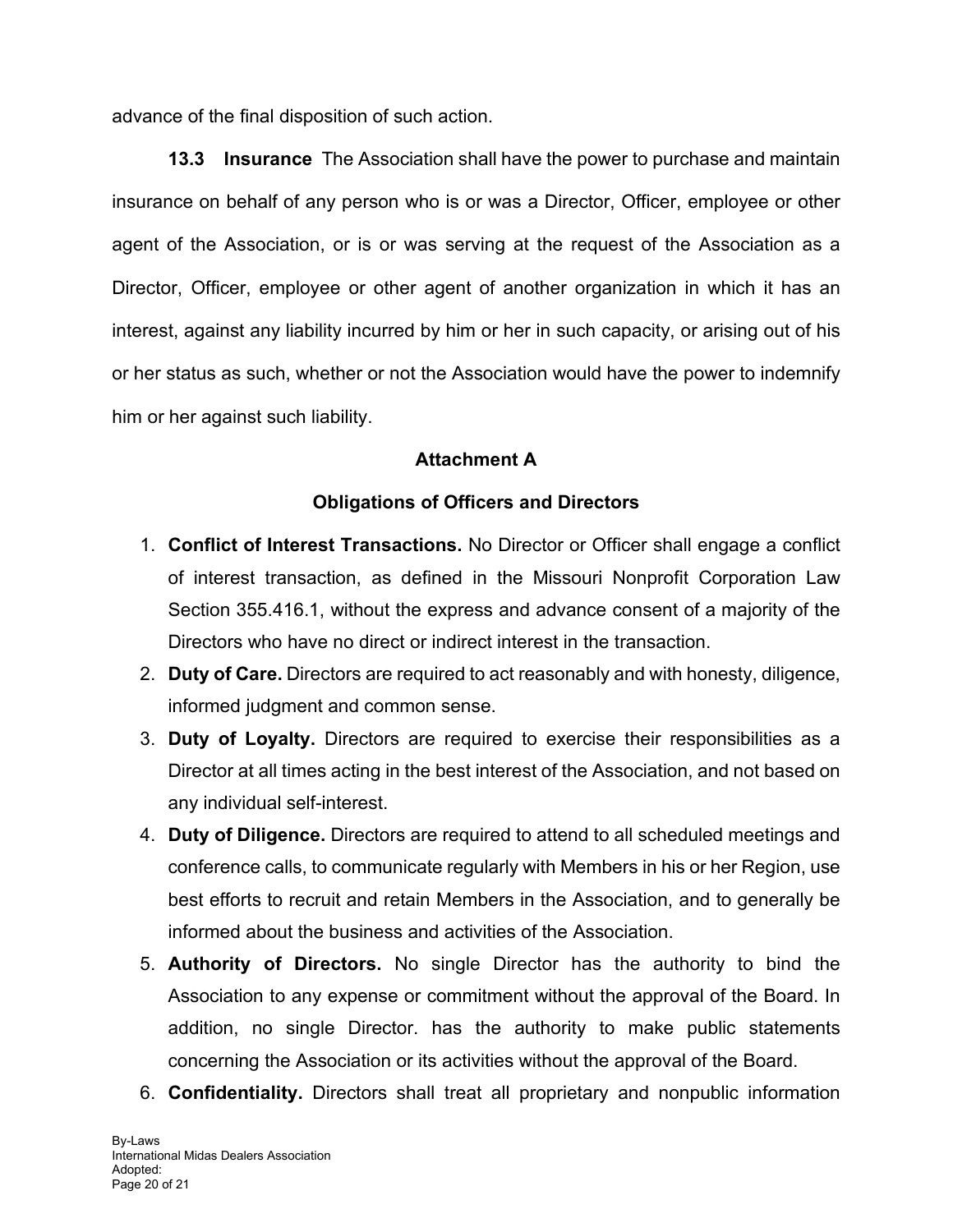advance of the final disposition of such action.

**13.3 Insurance** The Association shall have the power to purchase and maintain insurance on behalf of any person who is or was a Director, Officer, employee or other agent of the Association, or is or was serving at the request of the Association as a Director, Officer, employee or other agent of another organization in which it has an interest, against any liability incurred by him or her in such capacity, or arising out of his or her status as such, whether or not the Association would have the power to indemnify him or her against such liability.

## Attachment A

## Obligations of Officers and Directors

1. **Conflict of Interest Transactions.** No Director or Officer shall engage a conflict of interest transaction, as defined in the Missouri Nonprofit Corporation Law Section 355.416.1, without the express and advance consent of a majority of the Directors who have no direct or indirect interest in the transaction.
2. **Duty of Care.** Directors are required to act reasonably and with honesty, diligence, informed judgment and common sense.
3. **Duty of Loyalty.** Directors are required to exercise their responsibilities as a Director at all times acting in the best interest of the Association, and not based on any individual self-interest.
4. **Duty of Diligence.** Directors are required to attend to all scheduled meetings and conference calls, to communicate regularly with Members in his or her Region, use best efforts to recruit and retain Members in the Association, and to generally be informed about the business and activities of the Association.
5. **Authority of Directors.** No single Director has the authority to bind the Association to any expense or commitment without the approval of the Board. In addition, no single Director. has the authority to make public statements concerning the Association or its activities without the approval of the Board.
6. **Confidentiality.** Directors shall treat all proprietary and nonpublic information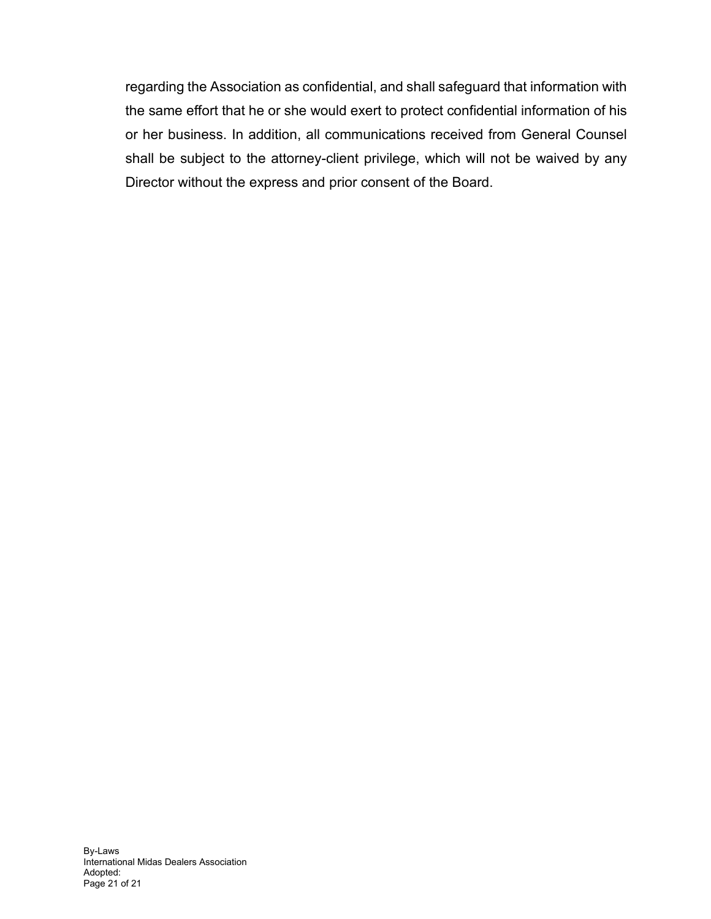regarding the Association as confidential, and shall safeguard that information with the same effort that he or she would exert to protect confidential information of his or her business. In addition, all communications received from General Counsel shall be subject to the attorney-client privilege, which will not be waived by any Director without the express and prior consent of the Board.